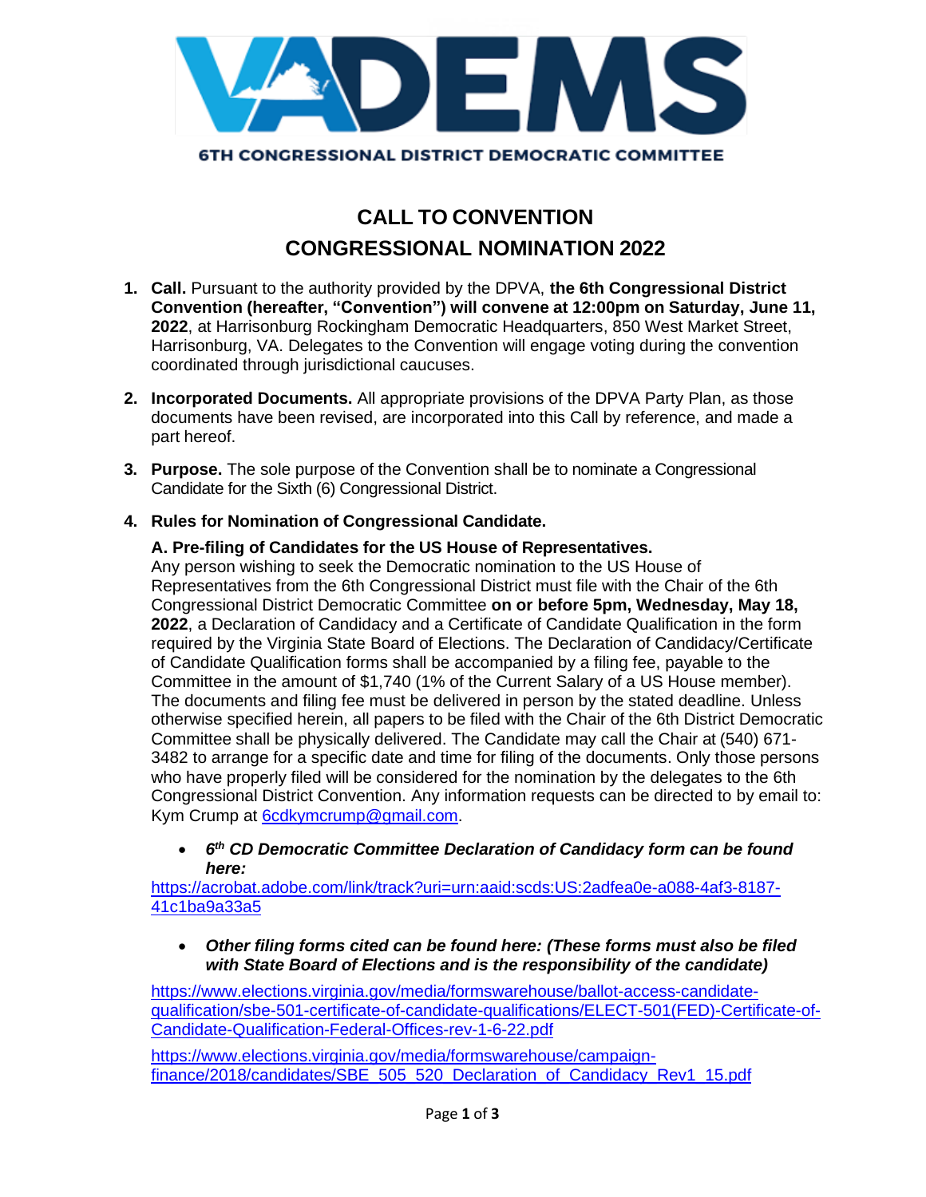VADEMS

6TH CONGRESSIONAL DISTRICT DEMOCRATIC COMMITTEE

# CALL TO CONVENTION
# CONGRESSIONAL NOMINATION 2022

1. **Call.** Pursuant to the authority provided by the DPVA, **the 6th Congressional District Convention (hereafter, "Convention") will convene at 12:00pm on Saturday, June 11, 2022**, at Harrisonburg Rockingham Democratic Headquarters, 850 West Market Street, Harrisonburg, VA. Delegates to the Convention will engage voting during the convention coordinated through jurisdictional caucuses.

2. **Incorporated Documents.** All appropriate provisions of the DPVA Party Plan, as those documents have been revised, are incorporated into this Call by reference, and made a part hereof.

3. **Purpose.** The sole purpose of the Convention shall be to nominate a Congressional Candidate for the Sixth (6) Congressional District.

4. **Rules for Nomination of Congressional Candidate.**

   **A. Pre-filing of Candidates for the US House of Representatives.**
   Any person wishing to seek the Democratic nomination to the US House of Representatives from the 6th Congressional District must file with the Chair of the 6th Congressional District Democratic Committee **on or before 5pm, Wednesday, May 18, 2022**, a Declaration of Candidacy and a Certificate of Candidate Qualification in the form required by the Virginia State Board of Elections. The Declaration of Candidacy/Certificate of Candidate Qualification forms shall be accompanied by a filing fee, payable to the Committee in the amount of $1,740 (1% of the Current Salary of a US House member). The documents and filing fee must be delivered in person by the stated deadline. Unless otherwise specified herein, all papers to be filed with the Chair of the 6th District Democratic Committee shall be physically delivered. The Candidate may call the Chair at (540) 671-3482 to arrange for a specific date and time for filing of the documents. Only those persons who have properly filed will be considered for the nomination by the delegates to the 6th Congressional District Convention. Any information requests can be directed to by email to: Kym Crump at 6cdkymcrump@gmail.com.

   - ***6th CD Democratic Committee Declaration of Candidacy form can be found here:***

   https://acrobat.adobe.com/link/track?uri=urn:aaid:scds:US:2adfea0e-a088-4af3-8187-41c1ba9a33a5

   - ***Other filing forms cited can be found here: (These forms must also be filed with State Board of Elections and is the responsibility of the candidate)***

   https://www.elections.virginia.gov/media/formswarehouse/ballot-access-candidate-qualification/sbe-501-certificate-of-candidate-qualifications/ELECT-501(FED)-Certificate-of-Candidate-Qualification-Federal-Offices-rev-1-6-22.pdf

   https://www.elections.virginia.gov/media/formswarehouse/campaign-finance/2018/candidates/SBE_505_520_Declaration_of_Candidacy_Rev1_15.pdf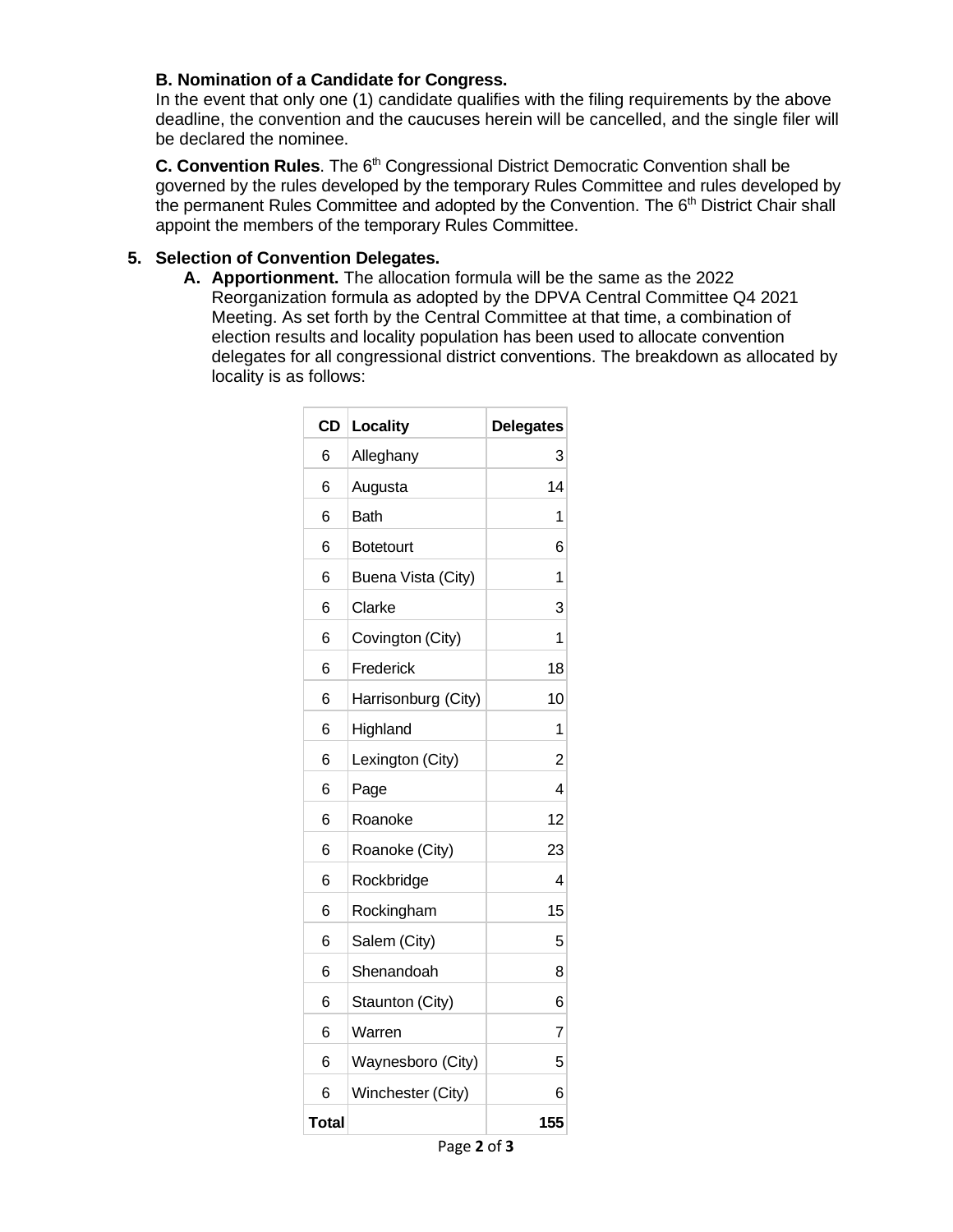**B. Nomination of a Candidate for Congress.**
In the event that only one (1) candidate qualifies with the filing requirements by the above deadline, the convention and the caucuses herein will be cancelled, and the single filer will be declared the nominee.

**C. Convention Rules**. The 6th Congressional District Democratic Convention shall be governed by the rules developed by the temporary Rules Committee and rules developed by the permanent Rules Committee and adopted by the Convention. The 6th District Chair shall appoint the members of the temporary Rules Committee.

5. **Selection of Convention Delegates.**
   A. **Apportionment.** The allocation formula will be the same as the 2022 Reorganization formula as adopted by the DPVA Central Committee Q4 2021 Meeting. As set forth by the Central Committee at that time, a combination of election results and locality population has been used to allocate convention delegates for all congressional district conventions. The breakdown as allocated by locality is as follows:

| CD | Locality | Delegates |
|---|---|---|
| 6 | Alleghany | 3 |
| 6 | Augusta | 14 |
| 6 | Bath | 1 |
| 6 | Botetourt | 6 |
| 6 | Buena Vista (City) | 1 |
| 6 | Clarke | 3 |
| 6 | Covington (City) | 1 |
| 6 | Frederick | 18 |
| 6 | Harrisonburg (City) | 10 |
| 6 | Highland | 1 |
| 6 | Lexington (City) | 2 |
| 6 | Page | 4 |
| 6 | Roanoke | 12 |
| 6 | Roanoke (City) | 23 |
| 6 | Rockbridge | 4 |
| 6 | Rockingham | 15 |
| 6 | Salem (City) | 5 |
| 6 | Shenandoah | 8 |
| 6 | Staunton (City) | 6 |
| 6 | Warren | 7 |
| 6 | Waynesboro (City) | 5 |
| 6 | Winchester (City) | 6 |
| **Total** | | **155** |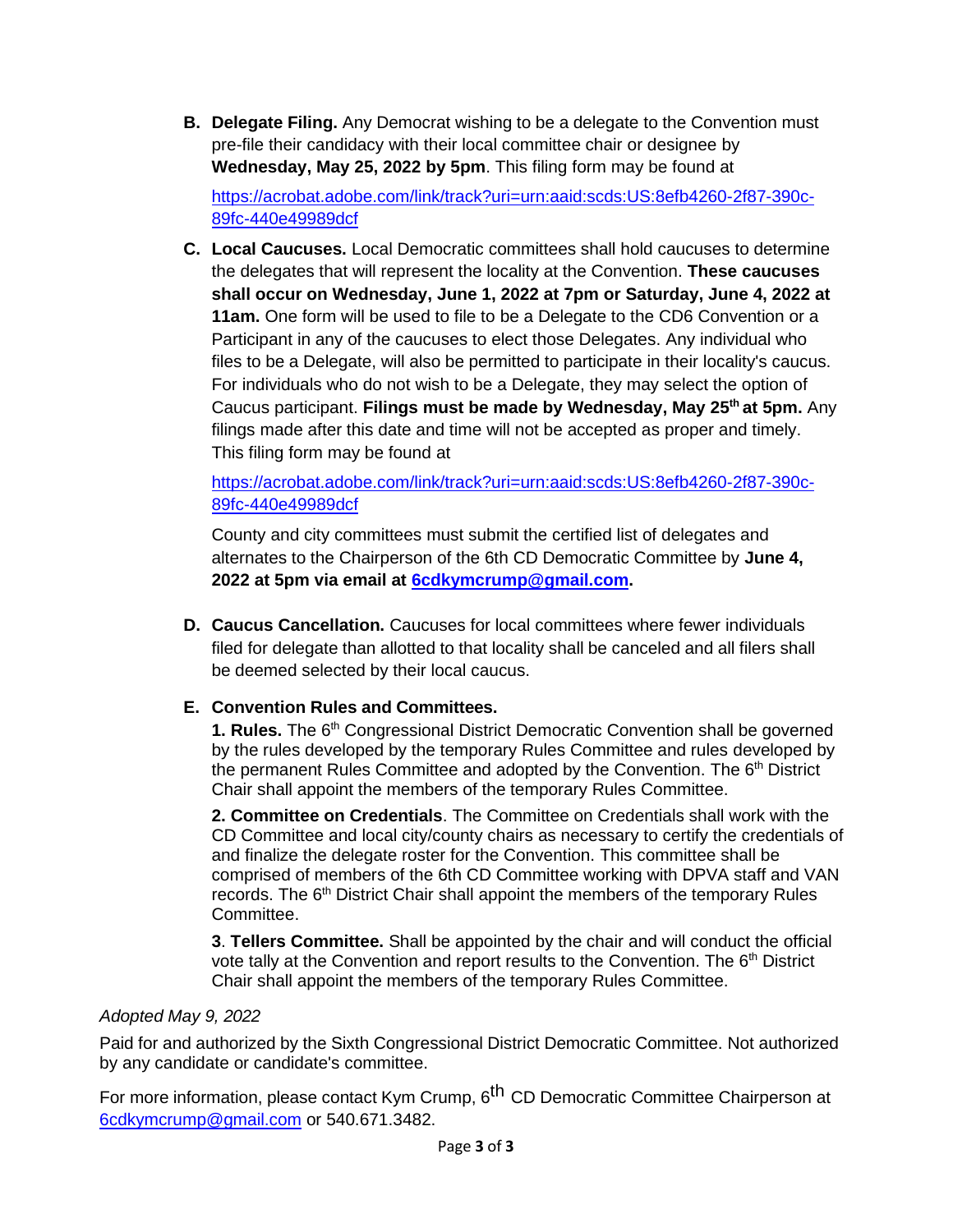**B. Delegate Filing.** Any Democrat wishing to be a delegate to the Convention must pre-file their candidacy with their local committee chair or designee by **Wednesday, May 25, 2022 by 5pm**. This filing form may be found at

https://acrobat.adobe.com/link/track?uri=urn:aaid:scds:US:8efb4260-2f87-390c-89fc-440e49989dcf

**C. Local Caucuses.** Local Democratic committees shall hold caucuses to determine the delegates that will represent the locality at the Convention. **These caucuses shall occur on Wednesday, June 1, 2022 at 7pm or Saturday, June 4, 2022 at 11am.** One form will be used to file to be a Delegate to the CD6 Convention or a Participant in any of the caucuses to elect those Delegates. Any individual who files to be a Delegate, will also be permitted to participate in their locality's caucus. For individuals who do not wish to be a Delegate, they may select the option of Caucus participant. **Filings must be made by Wednesday, May 25th at 5pm.** Any filings made after this date and time will not be accepted as proper and timely. This filing form may be found at

https://acrobat.adobe.com/link/track?uri=urn:aaid:scds:US:8efb4260-2f87-390c-89fc-440e49989dcf

County and city committees must submit the certified list of delegates and alternates to the Chairperson of the 6th CD Democratic Committee by **June 4, 2022 at 5pm via email at 6cdkymcrump@gmail.com.**

**D. Caucus Cancellation.** Caucuses for local committees where fewer individuals filed for delegate than allotted to that locality shall be canceled and all filers shall be deemed selected by their local caucus.

**E. Convention Rules and Committees.**

**1. Rules.** The 6th Congressional District Democratic Convention shall be governed by the rules developed by the temporary Rules Committee and rules developed by the permanent Rules Committee and adopted by the Convention. The 6th District Chair shall appoint the members of the temporary Rules Committee.

**2. Committee on Credentials**. The Committee on Credentials shall work with the CD Committee and local city/county chairs as necessary to certify the credentials of and finalize the delegate roster for the Convention. This committee shall be comprised of members of the 6th CD Committee working with DPVA staff and VAN records. The 6th District Chair shall appoint the members of the temporary Rules Committee.

**3**. **Tellers Committee.** Shall be appointed by the chair and will conduct the official vote tally at the Convention and report results to the Convention. The 6th District Chair shall appoint the members of the temporary Rules Committee.

*Adopted May 9, 2022*

Paid for and authorized by the Sixth Congressional District Democratic Committee. Not authorized by any candidate or candidate's committee.

For more information, please contact Kym Crump, 6th CD Democratic Committee Chairperson at 6cdkymcrump@gmail.com or 540.671.3482.